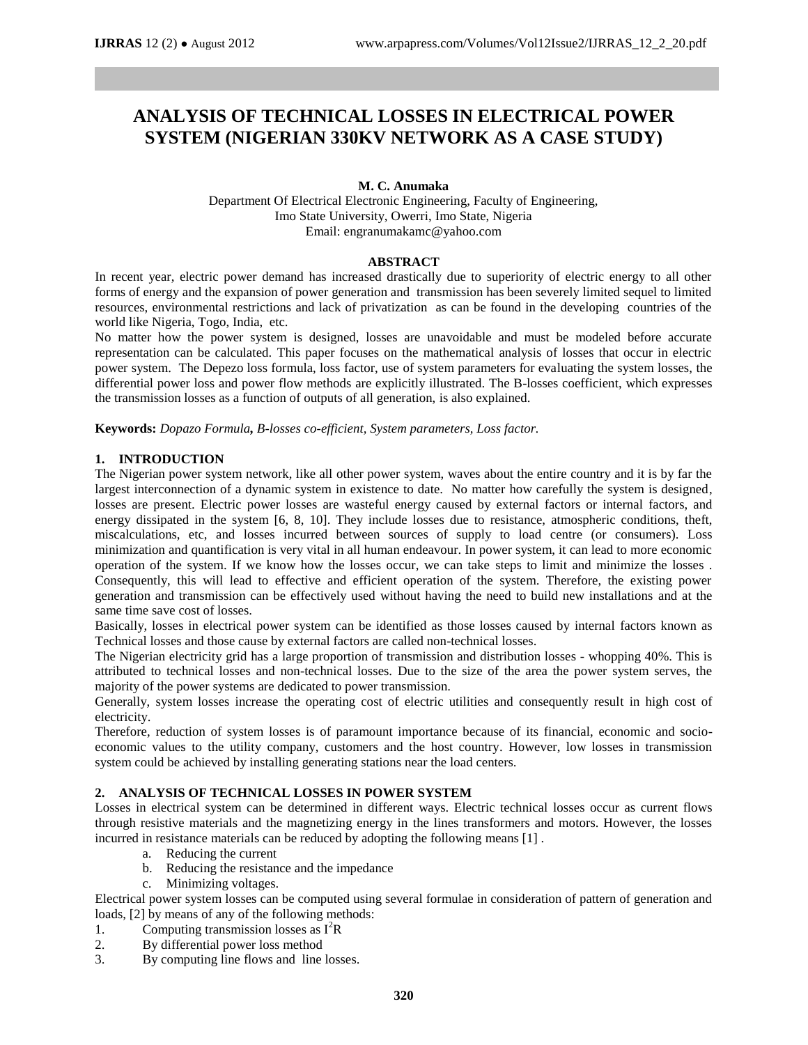# ANALYSIS OF TECHNICAL LOSSES IN ELECTRICAL POWER SYSTEM (NIGERIAN 330KV NETWORK AS A CASE STUDY)

**M. C. Anumaka**

Department Of Electrical Electronic Engineering, Faculty of Engineering,
Imo State University, Owerri, Imo State, Nigeria
Email: engranumakamc@yahoo.com

## ABSTRACT

In recent year, electric power demand has increased drastically due to superiority of electric energy to all other forms of energy and the expansion of power generation and transmission has been severely limited sequel to limited resources, environmental restrictions and lack of privatization as can be found in the developing countries of the world like Nigeria, Togo, India, etc.

No matter how the power system is designed, losses are unavoidable and must be modeled before accurate representation can be calculated. This paper focuses on the mathematical analysis of losses that occur in electric power system. The Depezo loss formula, loss factor, use of system parameters for evaluating the system losses, the differential power loss and power flow methods are explicitly illustrated. The B-losses coefficient, which expresses the transmission losses as a function of outputs of all generation, is also explained.

**Keywords:** *Dopazo Formula, B-losses co-efficient, System parameters, Loss factor.*

## 1. INTRODUCTION

The Nigerian power system network, like all other power system, waves about the entire country and it is by far the largest interconnection of a dynamic system in existence to date. No matter how carefully the system is designed, losses are present. Electric power losses are wasteful energy caused by external factors or internal factors, and energy dissipated in the system [6, 8, 10]. They include losses due to resistance, atmospheric conditions, theft, miscalculations, etc, and losses incurred between sources of supply to load centre (or consumers). Loss minimization and quantification is very vital in all human endeavour. In power system, it can lead to more economic operation of the system. If we know how the losses occur, we can take steps to limit and minimize the losses . Consequently, this will lead to effective and efficient operation of the system. Therefore, the existing power generation and transmission can be effectively used without having the need to build new installations and at the same time save cost of losses.

Basically, losses in electrical power system can be identified as those losses caused by internal factors known as Technical losses and those cause by external factors are called non-technical losses.

The Nigerian electricity grid has a large proportion of transmission and distribution losses - whopping 40%. This is attributed to technical losses and non-technical losses. Due to the size of the area the power system serves, the majority of the power systems are dedicated to power transmission.

Generally, system losses increase the operating cost of electric utilities and consequently result in high cost of electricity.

Therefore, reduction of system losses is of paramount importance because of its financial, economic and socio-economic values to the utility company, customers and the host country. However, low losses in transmission system could be achieved by installing generating stations near the load centers.

## 2. ANALYSIS OF TECHNICAL LOSSES IN POWER SYSTEM

Losses in electrical system can be determined in different ways. Electric technical losses occur as current flows through resistive materials and the magnetizing energy in the lines transformers and motors. However, the losses incurred in resistance materials can be reduced by adopting the following means [1] .

a. Reducing the current
b. Reducing the resistance and the impedance
c. Minimizing voltages.

Electrical power system losses can be computed using several formulae in consideration of pattern of generation and loads, [2] by means of any of the following methods:

1. Computing transmission losses as $I^2R$
2. By differential power loss method
3. By computing line flows and line losses.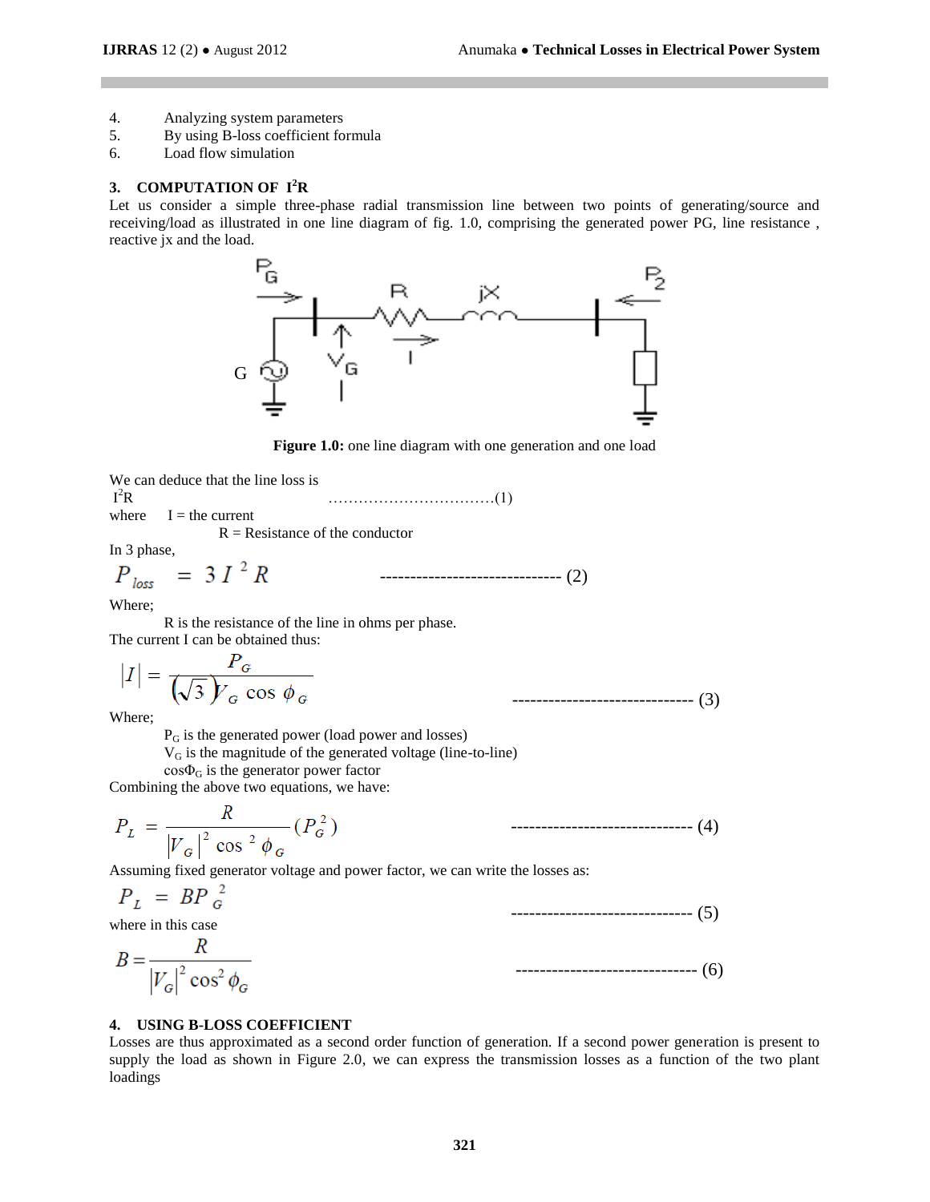4. Analyzing system parameters
5. By using B-loss coefficient formula
6. Load flow simulation

## 3. COMPUTATION OF $I^2R$

Let us consider a simple three-phase radial transmission line between two points of generating/source and receiving/load as illustrated in one line diagram of fig. 1.0, comprising the generated power PG, line resistance , reactive jx and the load.

**Figure 1.0:** one line diagram with one generation and one load

We can deduce that the line loss is

$I^2R$ ……………………………(1)

where I = the current

R = Resistance of the conductor

In 3 phase,

$$P_{loss} = 3I^2R \qquad \text{------------------------------ (2)}$$

Where;

R is the resistance of the line in ohms per phase.

The current I can be obtained thus:

$$|I| = \frac{P_G}{(\sqrt{3})V_G \cos\phi_G} \qquad \text{------------------------------ (3)}$$

Where;

$P_G$ is the generated power (load power and losses)

$V_G$ is the magnitude of the generated voltage (line-to-line)

$\cos\Phi_G$ is the generator power factor

Combining the above two equations, we have:

$$P_L = \frac{R}{|V_G|^2 \cos^2\phi_G}(P_G^2) \qquad \text{------------------------------ (4)}$$

Assuming fixed generator voltage and power factor, we can write the losses as:

$$P_L = BP_G^2 \qquad \text{------------------------------ (5)}$$

where in this case

$$B = \frac{R}{|V_G|^2 \cos^2\phi_G} \qquad \text{------------------------------ (6)}$$

## 4. USING B-LOSS COEFFICIENT

Losses are thus approximated as a second order function of generation. If a second power generation is present to supply the load as shown in Figure 2.0, we can express the transmission losses as a function of the two plant loadings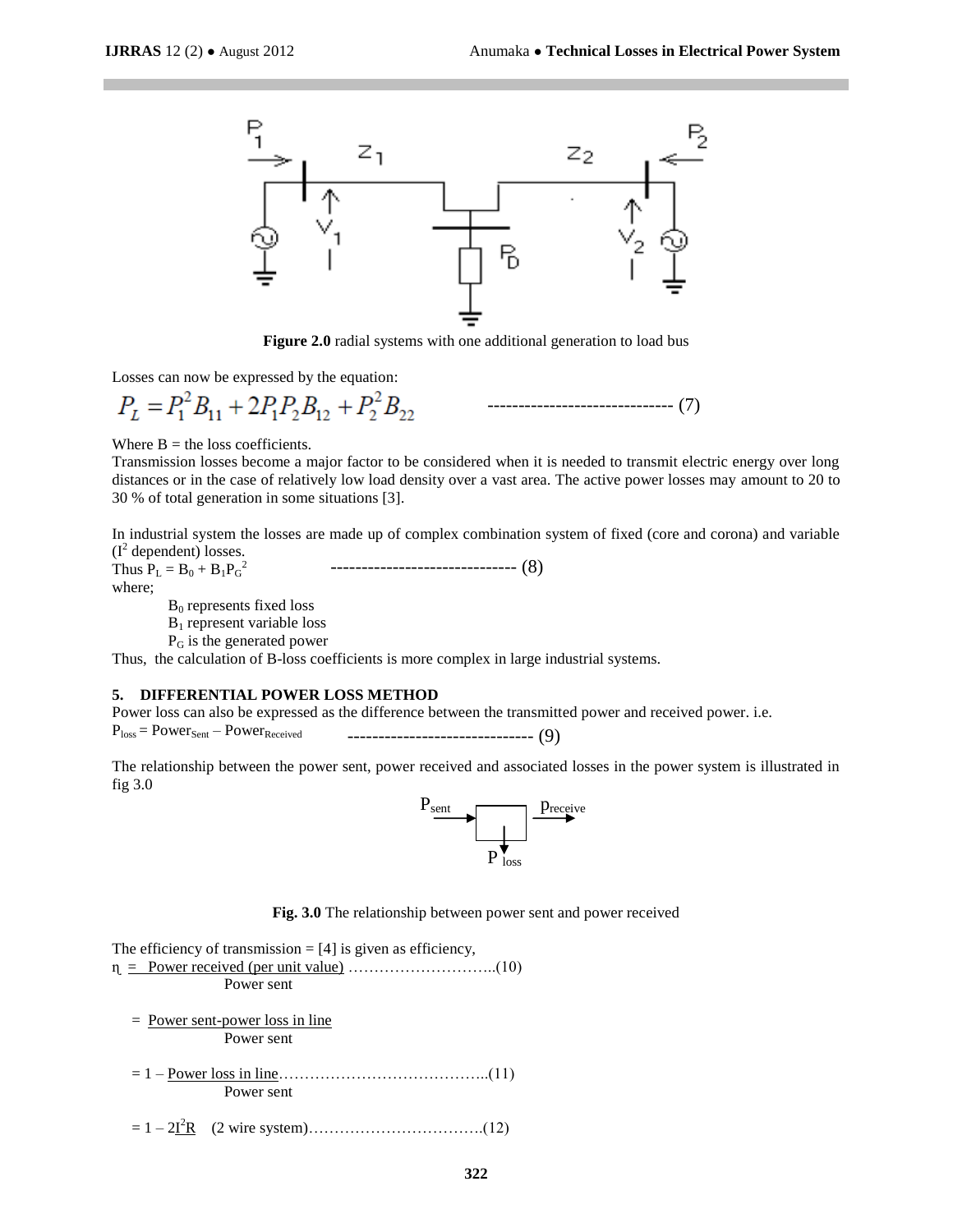**Figure 2.0** radial systems with one additional generation to load bus

Losses can now be expressed by the equation:

$$P_L = P_1^2 B_{11} + 2P_1 P_2 B_{12} + P_2^2 B_{22} \quad \text{------------------------------ (7)}$$

Where B = the loss coefficients.

Transmission losses become a major factor to be considered when it is needed to transmit electric energy over long distances or in the case of relatively low load density over a vast area. The active power losses may amount to 20 to 30 % of total generation in some situations [3].

In industrial system the losses are made up of complex combination system of fixed (core and corona) and variable ($I^2$ dependent) losses.

Thus $P_L = B_0 + B_1 P_G^2$ ------------------------------ (8)

where;

- $B_0$ represents fixed loss
- $B_1$ represent variable loss
- $P_G$ is the generated power

Thus, the calculation of B-loss coefficients is more complex in large industrial systems.

## 5. DIFFERENTIAL POWER LOSS METHOD

Power loss can also be expressed as the difference between the transmitted power and received power. i.e.

$P_{loss} = Power_{Sent} - Power_{Received}$ ------------------------------ (9)

The relationship between the power sent, power received and associated losses in the power system is illustrated in fig 3.0

$P_{sent}$ → [ ] → $p_{receive}$, ↓ $P_{loss}$

**Fig. 3.0** The relationship between power sent and power received

The efficiency of transmission = [4] is given as efficiency,

$$\eta = \frac{\text{Power received (per unit value)}}{\text{Power sent}} \quad \text{...........................(10)}$$

$$= \frac{\text{Power sent-power loss in line}}{\text{Power sent}}$$

$$= 1 - \frac{\text{Power loss in line}}{\text{Power sent}} \quad \text{.......................................(11)}$$

$$= 1 - 2\frac{I^2R}{} \quad \text{(2 wire system)} \quad \text{.................................(12)}$$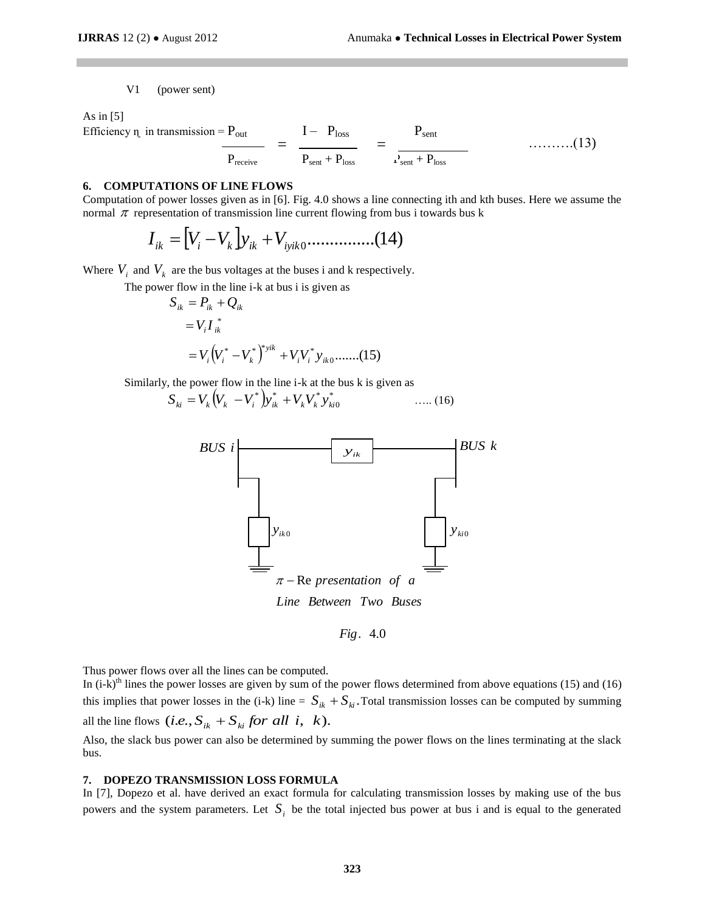V1 (power sent)

As in [5]

$$\text{Efficiency } \eta \text{ in transmission} = \frac{P_{out}}{P_{receive}} = \frac{I - P_{loss}}{P_{sent} + P_{loss}} = \frac{P_{sent}}{P_{sent} + P_{loss}} \quad \text{..........(13)}$$

**6. COMPUTATIONS OF LINE FLOWS**

Computation of power losses given as in [6]. Fig. 4.0 shows a line connecting ith and kth buses. Here we assume the normal $\pi$ representation of transmission line current flowing from bus i towards bus k

$$I_{ik} = [V_i - V_k]y_{ik} + V_{iyik0} \text{..............(14)}$$

Where $V_i$ and $V_k$ are the bus voltages at the buses i and k respectively.

The power flow in the line i-k at bus i is given as

$$\begin{aligned} S_{ik} &= P_{ik} + Q_{ik} \\ &= V_i I_{ik}^* \\ &= V_i \left(V_i^* - V_k^*\right)^{*yik} + V_i V_i^* y_{ik0} \text{.......(15)} \end{aligned}$$

Similarly, the power flow in the line i-k at the bus k is given as

$$S_{ki} = V_k \left(V_k - V_i^*\right) y_{ik}^* + V_k V_k^* y_{ki0}^* \quad \text{..... (16)}$$

BUS i — $y_{ik}$ — BUS k; $y_{ik0}$, $y_{ki0}$

$\pi$ – Representation of a Line Between Two Buses

*Fig*. 4.0

Thus power flows over all the lines can be computed.

In (i-k)[th] lines the power losses are given by sum of the power flows determined from above equations (15) and (16) this implies that power losses in the (i-k) line = $S_{ik} + S_{ki}$. Total transmission losses can be computed by summing all the line flows $(i.e., S_{ik} + S_{ki} \text{ for all } i,\ k)$.

Also, the slack bus power can also be determined by summing the power flows on the lines terminating at the slack bus.

**7. DOPEZO TRANSMISSION LOSS FORMULA**

In [7], Dopezo et al. have derived an exact formula for calculating transmission losses by making use of the bus powers and the system parameters. Let $S_i$ be the total injected bus power at bus i and is equal to the generated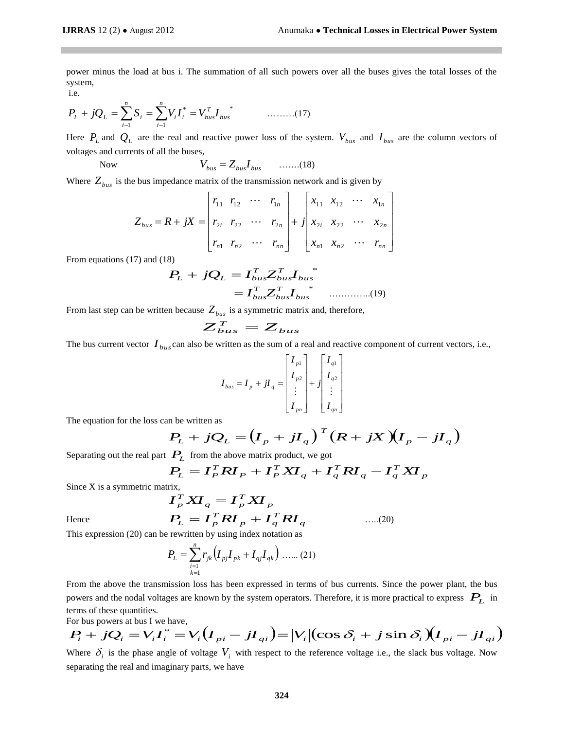power minus the load at bus i. The summation of all such powers over all the buses gives the total losses of the system,

i.e.

$$P_L + jQ_L = \sum_{i-1}^{n} S_i = \sum_{i-1}^{n} V_i I_i^* = V_{bus}^T I_{bus}^* \qquad \text{………(17)}$$

Here $P_L$ and $Q_L$ are the real and reactive power loss of the system. $V_{bus}$ and $I_{bus}$ are the column vectors of voltages and currents of all the buses,

Now $$V_{bus} = Z_{bus} I_{bus} \qquad \text{…….(18)}$$

Where $Z_{bus}$ is the bus impedance matrix of the transmission network and is given by

$$Z_{bus} = R + jX = \begin{bmatrix} r_{11} & r_{12} & \cdots & r_{1n} \\ r_{2i} & r_{22} & \cdots & r_{2n} \\ r_{n1} & r_{n2} & \cdots & r_{nn} \end{bmatrix} + j \begin{bmatrix} x_{11} & x_{12} & \cdots & x_{1n} \\ x_{2i} & x_{22} & \cdots & x_{2n} \\ x_{n1} & x_{n2} & \cdots & r_{nn} \end{bmatrix}$$

From equations (17) and (18)

$$\begin{aligned} P_L + jQ_L &= I_{bus}^T Z_{bus}^T I_{bus}^* \\ &= I_{bus}^T Z_{bus}^T I_{bus}^* \qquad \text{…………..(19)} \end{aligned}$$

From last step can be written because $Z_{bus}$ is a symmetric matrix and, therefore,

$$Z_{bus}^T = Z_{bus}$$

The bus current vector $I_{bus}$ can also be written as the sum of a real and reactive component of current vectors, i.e.,

$$I_{bus} = I_p + jI_q = \begin{bmatrix} I_{p1} \\ I_{p2} \\ \vdots \\ I_{pn} \end{bmatrix} + j \begin{bmatrix} I_{q1} \\ I_{q2} \\ \vdots \\ I_{qn} \end{bmatrix}$$

The equation for the loss can be written as

$$P_L + jQ_L = \left(I_p + jI_q\right)^T (R + jX)\left(I_p - jI_q\right)$$

Separating out the real part $P_L$ from the above matrix product, we got

$$P_L = I_P^T R I_P + I_P^T X I_q + I_q^T R I_q - I_q^T X I_P$$

Since X is a symmetric matrix,

$$I_P^T X I_q = I_P^T X I_P$$

Hence $$P_L = I_P^T R I_P + I_q^T R I_q \qquad \text{…..(20)}$$

This expression (20) can be rewritten by using index notation as

$$P_L = \sum_{\substack{i=1 \\ k=1}}^{n} r_{jk}\left(I_{pj} I_{pk} + I_{qj} I_{qk}\right) \text{ …... (21)}$$

From the above the transmission loss has been expressed in terms of bus currents. Since the power plant, the bus powers and the nodal voltages are known by the system operators. Therefore, it is more practical to express $P_L$ in terms of these quantities.

For bus powers at bus I we have,

$$P_i + jQ_i = V_i I_i^* = V_i\left(I_{pi} - jI_{qi}\right) = |V_i|\left(\cos\delta_i + j\sin\delta_i\right)\left(I_{pi} - jI_{qi}\right)$$

Where $\delta_i$ is the phase angle of voltage $V_i$ with respect to the reference voltage i.e., the slack bus voltage. Now separating the real and imaginary parts, we have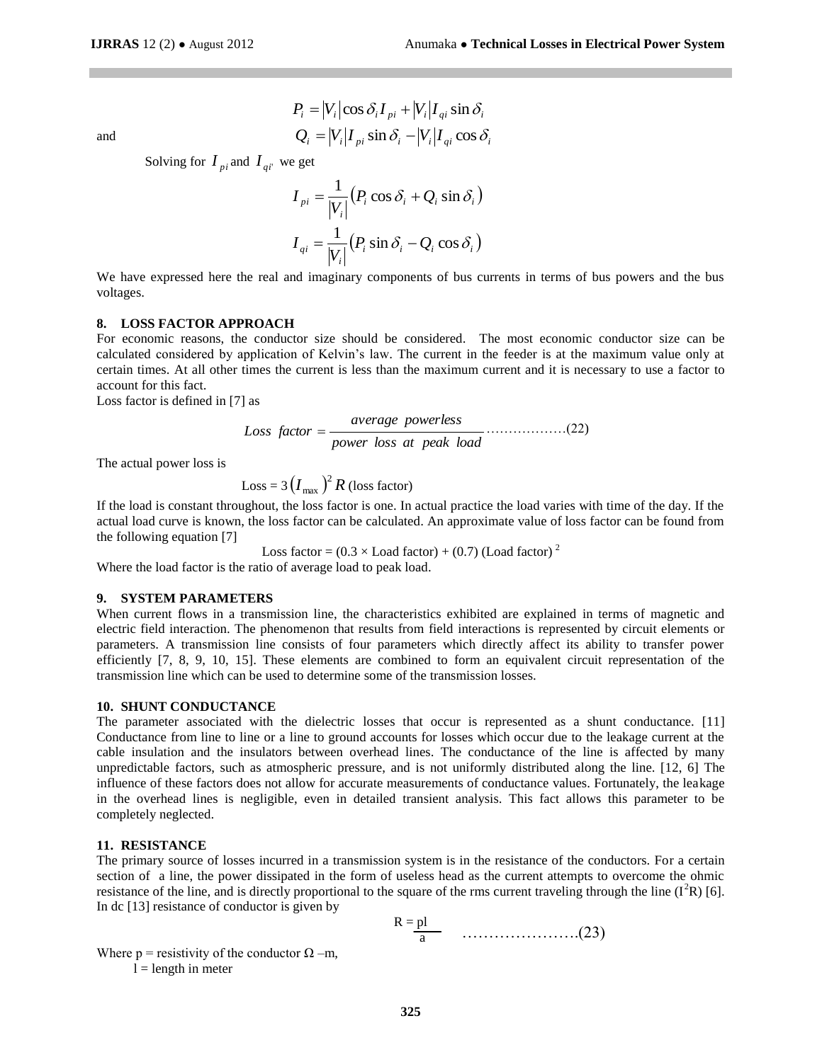$$P_i = |V_i|\cos\delta_i I_{pi} + |V_i| I_{qi} \sin\delta_i$$

and

$$Q_i = |V_i| I_{pi} \sin\delta_i - |V_i| I_{qi} \cos\delta_i$$

Solving for $I_{pi}$ and $I_{qi'}$ we get

$$I_{pi} = \frac{1}{|V_i|}\left(P_i \cos\delta_i + Q_i \sin\delta_i\right)$$

$$I_{qi} = \frac{1}{|V_i|}\left(P_i \sin\delta_i - Q_i \cos\delta_i\right)$$

We have expressed here the real and imaginary components of bus currents in terms of bus powers and the bus voltages.

## 8. LOSS FACTOR APPROACH

For economic reasons, the conductor size should be considered. The most economic conductor size can be calculated considered by application of Kelvin's law. The current in the feeder is at the maximum value only at certain times. At all other times the current is less than the maximum current and it is necessary to use a factor to account for this fact.

Loss factor is defined in [7] as

$$Loss\ \ factor = \frac{average\ \ powerless}{power\ \ loss\ \ at\ \ peak\ \ load} \quad \ldots\ldots\ldots\ldots\ldots\ldots(22)$$

The actual power loss is

$$\text{Loss} = 3\left(I_{\max}\right)^2 R \text{ (loss factor)}$$

If the load is constant throughout, the loss factor is one. In actual practice the load varies with time of the day. If the actual load curve is known, the loss factor can be calculated. An approximate value of loss factor can be found from the following equation [7]

$$\text{Loss factor} = (0.3 \times \text{Load factor}) + (0.7)\ (\text{Load factor})^2$$

Where the load factor is the ratio of average load to peak load.

## 9. SYSTEM PARAMETERS

When current flows in a transmission line, the characteristics exhibited are explained in terms of magnetic and electric field interaction. The phenomenon that results from field interactions is represented by circuit elements or parameters. A transmission line consists of four parameters which directly affect its ability to transfer power efficiently [7, 8, 9, 10, 15]. These elements are combined to form an equivalent circuit representation of the transmission line which can be used to determine some of the transmission losses.

## 10. SHUNT CONDUCTANCE

The parameter associated with the dielectric losses that occur is represented as a shunt conductance. [11] Conductance from line to line or a line to ground accounts for losses which occur due to the leakage current at the cable insulation and the insulators between overhead lines. The conductance of the line is affected by many unpredictable factors, such as atmospheric pressure, and is not uniformly distributed along the line. [12, 6] The influence of these factors does not allow for accurate measurements of conductance values. Fortunately, the leakage in the overhead lines is negligible, even in detailed transient analysis. This fact allows this parameter to be completely neglected.

## 11. RESISTANCE

The primary source of losses incurred in a transmission system is in the resistance of the conductors. For a certain section of a line, the power dissipated in the form of useless head as the current attempts to overcome the ohmic resistance of the line, and is directly proportional to the square of the rms current traveling through the line ($I^2R$) [6]. In dc [13] resistance of conductor is given by

$$R = \frac{pl}{a} \quad \ldots\ldots\ldots\ldots\ldots\ldots\ldots(23)$$

Where p = resistivity of the conductor $\Omega$ –m,
l = length in meter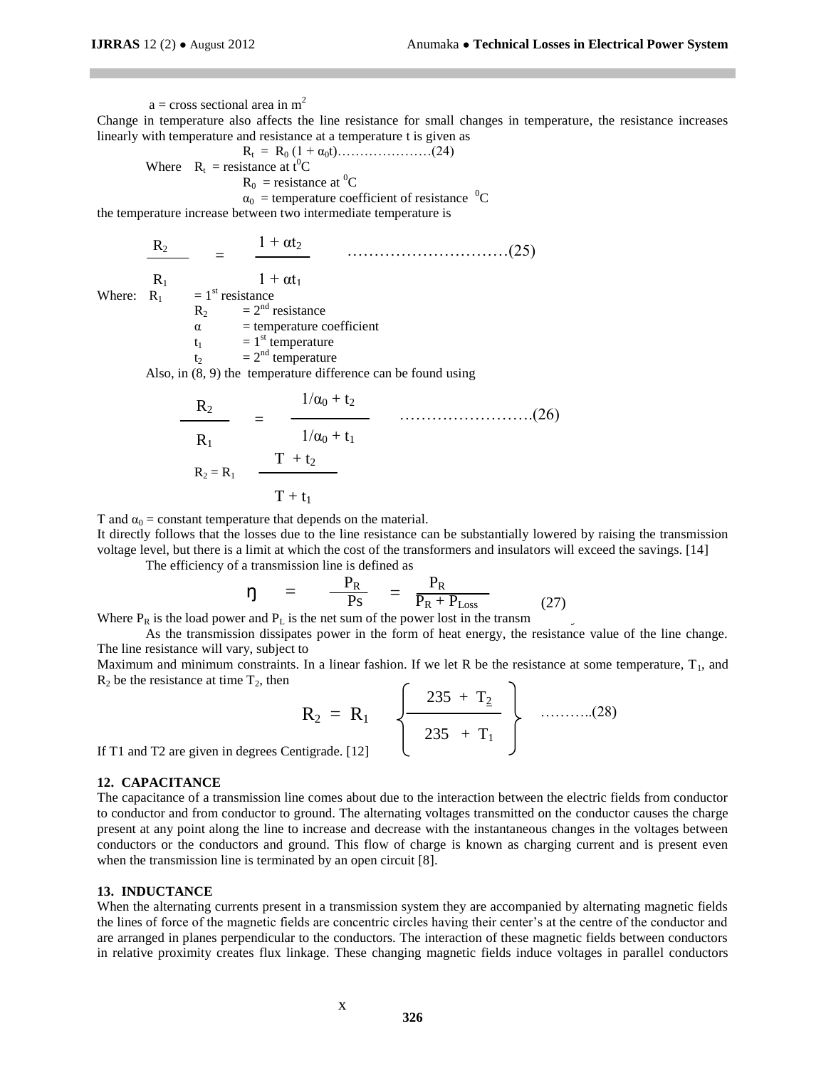a = cross sectional area in $m^2$

Change in temperature also affects the line resistance for small changes in temperature, the resistance increases linearly with temperature and resistance at a temperature t is given as

$$R_t = R_0 (1 + \alpha_0 t) \quad \ldots\ldots\ldots\ldots\ldots\ldots(24)$$

Where $R_t$ = resistance at $t^0C$

$R_0$ = resistance at $^0C$

$\alpha_0$ = temperature coefficient of resistance $^0C$

the temperature increase between two intermediate temperature is

$$\frac{R_2}{R_1} = \frac{1 + \alpha t_2}{1 + \alpha t_1} \quad \ldots\ldots\ldots\ldots\ldots\ldots\ldots\ldots\ldots(25)$$

Where: $R_1$ = 1st resistance

$R_2$ = 2nd resistance

$\alpha$ = temperature coefficient

$t_1$ = 1st temperature

$t_2$ = 2nd temperature

Also, in (8, 9) the temperature difference can be found using

$$\frac{R_2}{R_1} = \frac{1/\alpha_0 + t_2}{1/\alpha_0 + t_1} \quad \ldots\ldots\ldots\ldots\ldots\ldots\ldots(26)$$

$$R_2 = R_1 \frac{T + t_2}{T + t_1}$$

T and $\alpha_0$ = constant temperature that depends on the material.

It directly follows that the losses due to the line resistance can be substantially lowered by raising the transmission voltage level, but there is a limit at which the cost of the transformers and insulators will exceed the savings. [14]

The efficiency of a transmission line is defined as

$$\eta = \frac{P_R}{Ps} = \frac{P_R}{P_R + P_{Loss}} \quad (27)$$

Where $P_R$ is the load power and $P_L$ is the net sum of the power lost in the transm

As the transmission dissipates power in the form of heat energy, the resistance value of the line change. The line resistance will vary, subject to

Maximum and minimum constraints. In a linear fashion. If we let R be the resistance at some temperature, $T_1$, and $R_2$ be the resistance at time $T_2$, then

$$R_2 = R_1 \left\{ \frac{235 + T_2}{235 + T_1} \right\} \quad \ldots\ldots\ldots(28)$$

If T1 and T2 are given in degrees Centigrade. [12]

### 12. CAPACITANCE

The capacitance of a transmission line comes about due to the interaction between the electric fields from conductor to conductor and from conductor to ground. The alternating voltages transmitted on the conductor causes the charge present at any point along the line to increase and decrease with the instantaneous changes in the voltages between conductors or the conductors and ground. This flow of charge is known as charging current and is present even when the transmission line is terminated by an open circuit [8].

### 13. INDUCTANCE

When the alternating currents present in a transmission system they are accompanied by alternating magnetic fields the lines of force of the magnetic fields are concentric circles having their center's at the centre of the conductor and are arranged in planes perpendicular to the conductors. The interaction of these magnetic fields between conductors in relative proximity creates flux linkage. These changing magnetic fields induce voltages in parallel conductors

x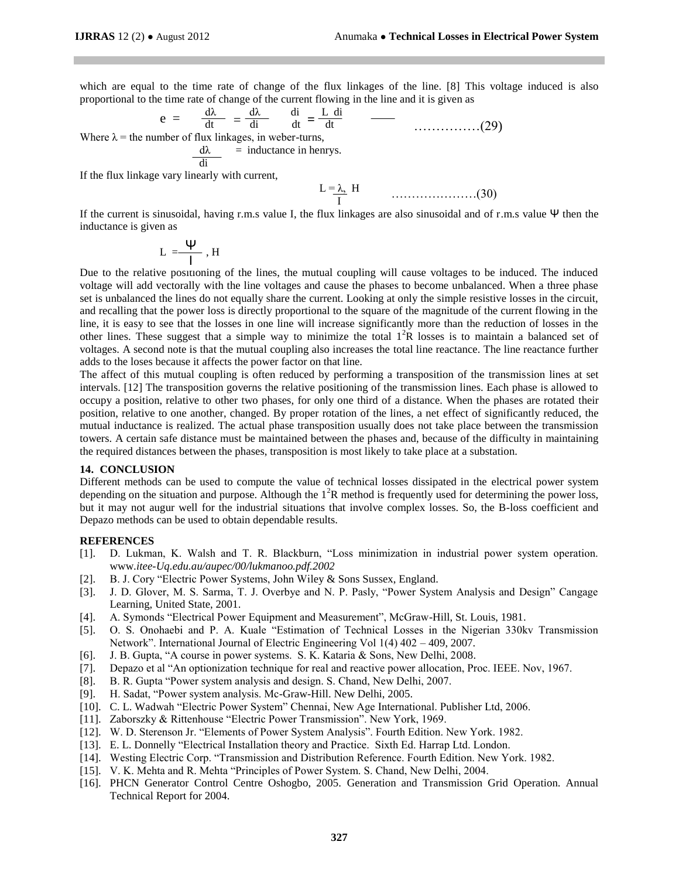which are equal to the time rate of change of the flux linkages of the line. [8] This voltage induced is also proportional to the time rate of change of the current flowing in the line and it is given as

$$e = \frac{d\lambda}{dt} = \frac{d\lambda}{di}\frac{di}{dt} = L\frac{di}{dt} \quad \text{……………(29)}$$

Where $\lambda$ = the number of flux linkages, in weber-turns,

$\frac{d\lambda}{di}$ = inductance in henrys.

If the flux linkage vary linearly with current,

$$L = \frac{\lambda}{I},\ H \quad \text{…………………(30)}$$

If the current is sinusoidal, having r.m.s value I, the flux linkages are also sinusoidal and of r.m.s value $\Psi$ then the inductance is given as

$$L = \frac{\Psi}{I},\ H$$

Due to the relative positioning of the lines, the mutual coupling will cause voltages to be induced. The induced voltage will add vectorally with the line voltages and cause the phases to become unbalanced. When a three phase set is unbalanced the lines do not equally share the current. Looking at only the simple resistive losses in the circuit, and recalling that the power loss is directly proportional to the square of the magnitude of the current flowing in the line, it is easy to see that the losses in one line will increase significantly more than the reduction of losses in the other lines. These suggest that a simple way to minimize the total $1^2R$ losses is to maintain a balanced set of voltages. A second note is that the mutual coupling also increases the total line reactance. The line reactance further adds to the loses because it affects the power factor on that line.

The affect of this mutual coupling is often reduced by performing a transposition of the transmission lines at set intervals. [12] The transposition governs the relative positioning of the transmission lines. Each phase is allowed to occupy a position, relative to other two phases, for only one third of a distance. When the phases are rotated their position, relative to one another, changed. By proper rotation of the lines, a net effect of significantly reduced, the mutual inductance is realized. The actual phase transposition usually does not take place between the transmission towers. A certain safe distance must be maintained between the phases and, because of the difficulty in maintaining the required distances between the phases, transposition is most likely to take place at a substation.

## 14. CONCLUSION

Different methods can be used to compute the value of technical losses dissipated in the electrical power system depending on the situation and purpose. Although the $1^2R$ method is frequently used for determining the power loss, but it may not augur well for the industrial situations that involve complex losses. So, the B-loss coefficient and Depazo methods can be used to obtain dependable results.

## REFERENCES

[1]. D. Lukman, K. Walsh and T. R. Blackburn, "Loss minimization in industrial power system operation. www.*itee-Uq.edu.au/aupec/00/lukmanoo.pdf.2002*

[2]. B. J. Cory "Electric Power Systems, John Wiley & Sons Sussex, England.

[3]. J. D. Glover, M. S. Sarma, T. J. Overbye and N. P. Pasly, "Power System Analysis and Design" Cangage Learning, United State, 2001.

[4]. A. Symonds "Electrical Power Equipment and Measurement", McGraw-Hill, St. Louis, 1981.

[5]. O. S. Onohaebi and P. A. Kuale "Estimation of Technical Losses in the Nigerian 330kv Transmission Network". International Journal of Electric Engineering Vol 1(4) 402 – 409, 2007.

[6]. J. B. Gupta, "A course in power systems. S. K. Kataria & Sons, New Delhi, 2008.

[7]. Depazo et al "An optionization technique for real and reactive power allocation, Proc. IEEE. Nov, 1967.

[8]. B. R. Gupta "Power system analysis and design. S. Chand, New Delhi, 2007.

[9]. H. Sadat, "Power system analysis. Mc-Graw-Hill. New Delhi, 2005.

[10]. C. L. Wadwah "Electric Power System" Chennai, New Age International. Publisher Ltd, 2006.

[11]. Zaborszky & Rittenhouse "Electric Power Transmission". New York, 1969.

[12]. W. D. Sterenson Jr. "Elements of Power System Analysis". Fourth Edition. New York. 1982.

[13]. E. L. Donnelly "Electrical Installation theory and Practice. Sixth Ed. Harrap Ltd. London.

[14]. Westing Electric Corp. "Transmission and Distribution Reference. Fourth Edition. New York. 1982.

[15]. V. K. Mehta and R. Mehta "Principles of Power System. S. Chand, New Delhi, 2004.

[16]. PHCN Generator Control Centre Oshogbo, 2005. Generation and Transmission Grid Operation. Annual Technical Report for 2004.